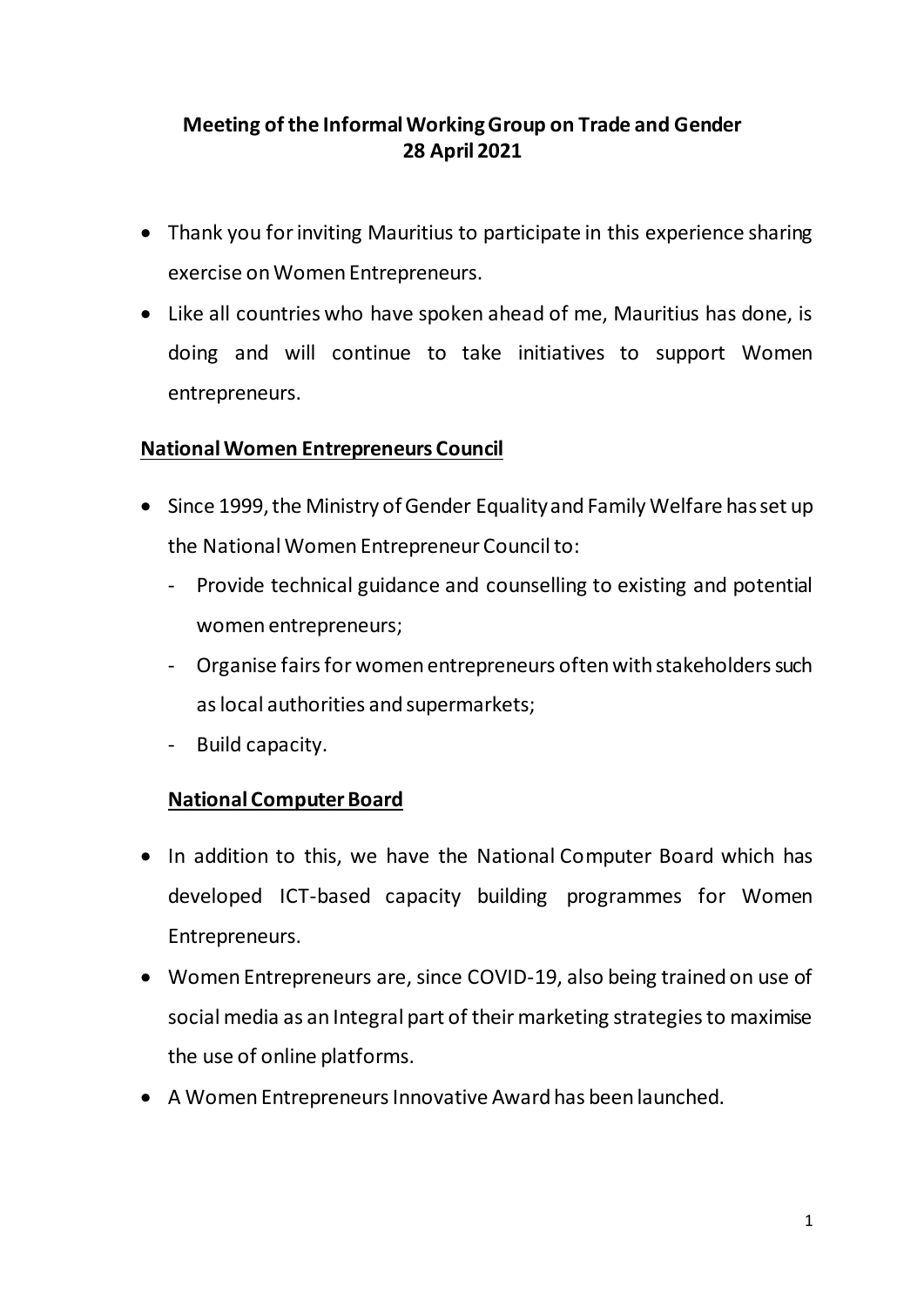**Meeting of the Informal Working Group on Trade and Gender**
**28 April 2021**

- Thank you for inviting Mauritius to participate in this experience sharing exercise on Women Entrepreneurs.
- Like all countries who have spoken ahead of me, Mauritius has done, is doing and will continue to take initiatives to support Women entrepreneurs.

**<u>National Women Entrepreneurs Council</u>**

- Since 1999, the Ministry of Gender Equality and Family Welfare has set up the National Women Entrepreneur Council to:
  - Provide technical guidance and counselling to existing and potential women entrepreneurs;
  - Organise fairs for women entrepreneurs often with stakeholders such as local authorities and supermarkets;
  - Build capacity.

**<u>National Computer Board</u>**

- In addition to this, we have the National Computer Board which has developed ICT-based capacity building programmes for Women Entrepreneurs.
- Women Entrepreneurs are, since COVID-19, also being trained on use of social media as an Integral part of their marketing strategies to maximise the use of online platforms.
- A Women Entrepreneurs Innovative Award has been launched.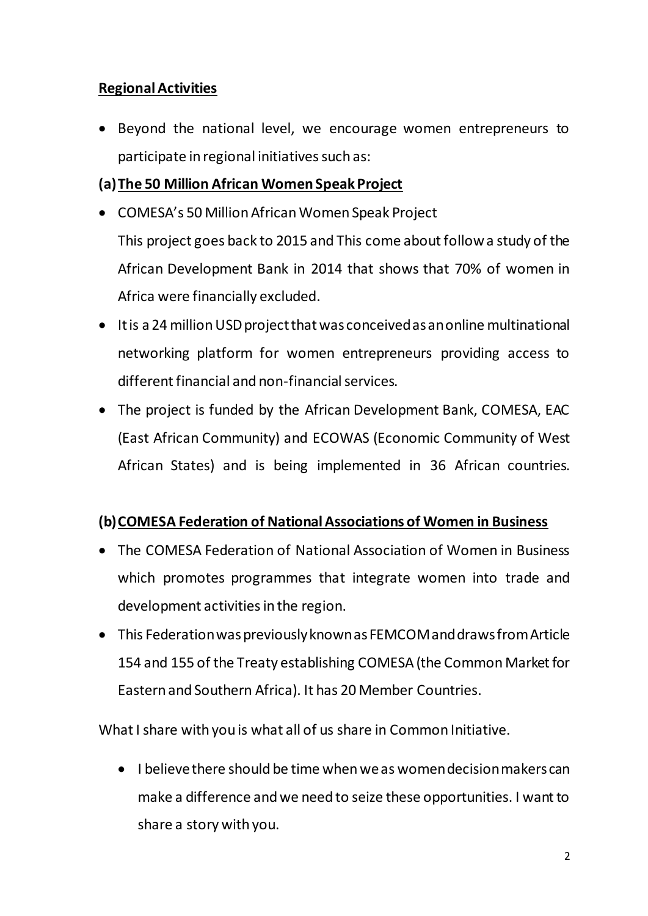**<u>Regional Activities</u>**

- Beyond the national level, we encourage women entrepreneurs to participate in regional initiatives such as:

**(a) <u>The 50 Million African Women Speak Project</u>**

- COMESA's 50 Million African Women Speak Project
  This project goes back to 2015 and This come about follow a study of the African Development Bank in 2014 that shows that 70% of women in Africa were financially excluded.
- It is a 24 million USD project that was conceived as an online multinational networking platform for women entrepreneurs providing access to different financial and non-financial services.
- The project is funded by the African Development Bank, COMESA, EAC (East African Community) and ECOWAS (Economic Community of West African States) and is being implemented in 36 African countries.

**(b) <u>COMESA Federation of National Associations of Women in Business</u>**

- The COMESA Federation of National Association of Women in Business which promotes programmes that integrate women into trade and development activities in the region.
- This Federation was previously known as FEMCOM and draws from Article 154 and 155 of the Treaty establishing COMESA (the Common Market for Eastern and Southern Africa). It has 20 Member Countries.

What I share with you is what all of us share in Common Initiative.

- I believe there should be time when we as women decision makers can make a difference and we need to seize these opportunities. I want to share a story with you.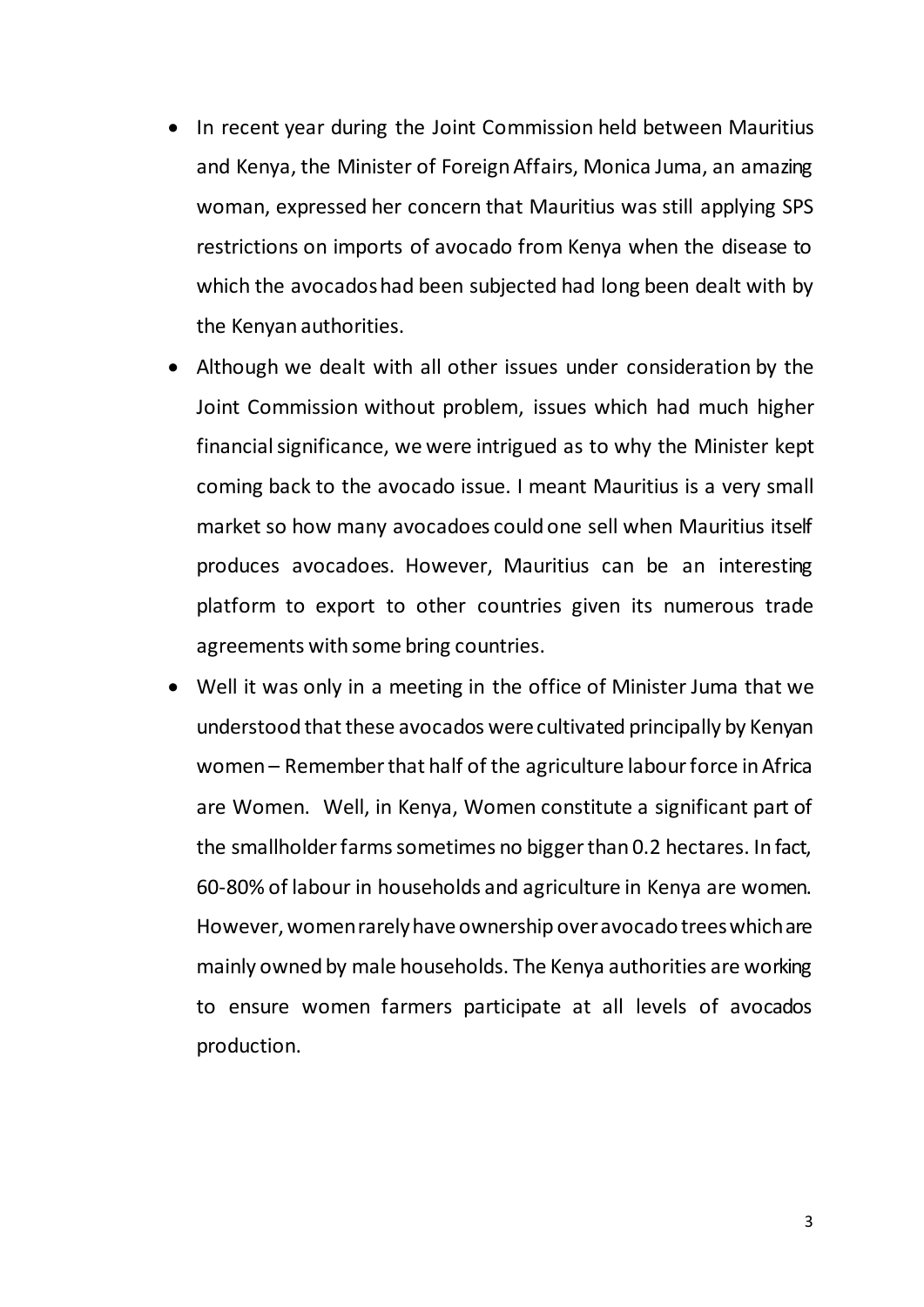- In recent year during the Joint Commission held between Mauritius and Kenya, the Minister of Foreign Affairs, Monica Juma, an amazing woman, expressed her concern that Mauritius was still applying SPS restrictions on imports of avocado from Kenya when the disease to which the avocados had been subjected had long been dealt with by the Kenyan authorities.
- Although we dealt with all other issues under consideration by the Joint Commission without problem, issues which had much higher financial significance, we were intrigued as to why the Minister kept coming back to the avocado issue. I meant Mauritius is a very small market so how many avocadoes could one sell when Mauritius itself produces avocadoes. However, Mauritius can be an interesting platform to export to other countries given its numerous trade agreements with some bring countries.
- Well it was only in a meeting in the office of Minister Juma that we understood that these avocados were cultivated principally by Kenyan women – Remember that half of the agriculture labour force in Africa are Women. Well, in Kenya, Women constitute a significant part of the smallholder farms sometimes no bigger than 0.2 hectares. In fact, 60-80% of labour in households and agriculture in Kenya are women. However, women rarely have ownership over avocado trees which are mainly owned by male households. The Kenya authorities are working to ensure women farmers participate at all levels of avocados production.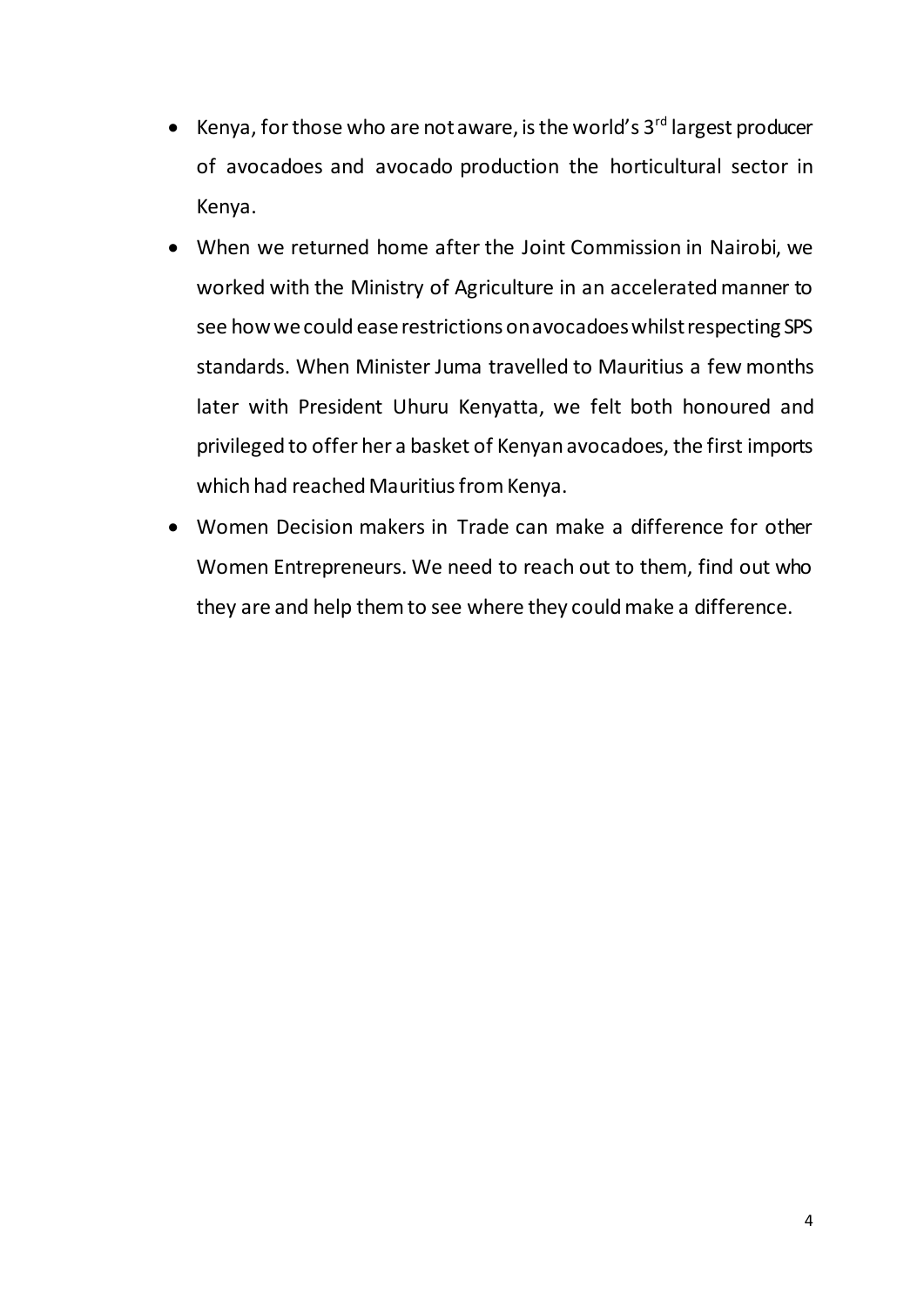- Kenya, for those who are not aware, is the world's 3rd largest producer of avocadoes and avocado production the horticultural sector in Kenya.
- When we returned home after the Joint Commission in Nairobi, we worked with the Ministry of Agriculture in an accelerated manner to see how we could ease restrictions on avocadoes whilst respecting SPS standards. When Minister Juma travelled to Mauritius a few months later with President Uhuru Kenyatta, we felt both honoured and privileged to offer her a basket of Kenyan avocadoes, the first imports which had reached Mauritius from Kenya.
- Women Decision makers in Trade can make a difference for other Women Entrepreneurs. We need to reach out to them, find out who they are and help them to see where they could make a difference.